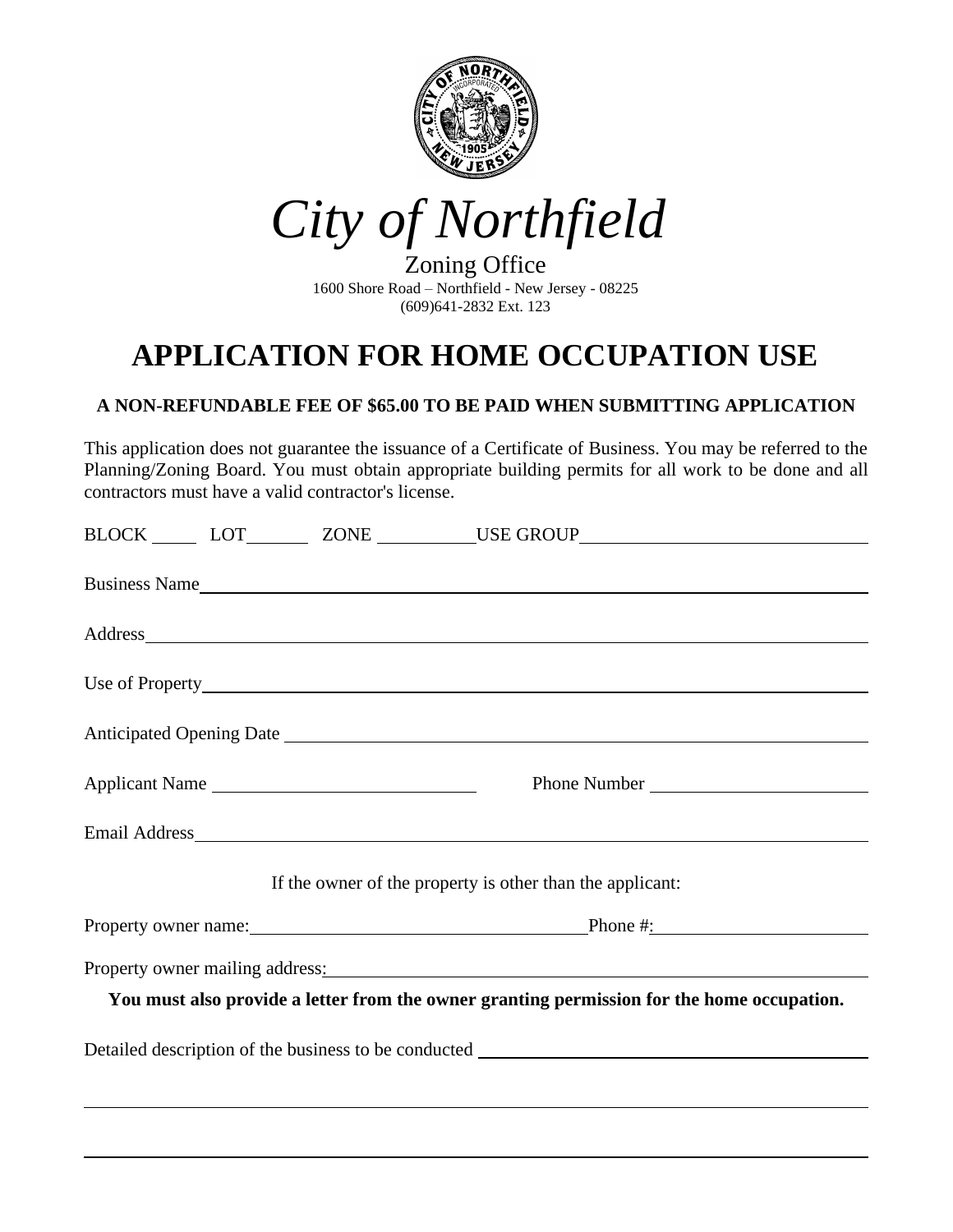# City of Northfield

Zoning Office

1600 Shore Road – Northfield - New Jersey - 08225

(609)641-2832 Ext. 123

## APPLICATION FOR HOME OCCUPATION USE

**A NON-REFUNDABLE FEE OF $65.00 TO BE PAID WHEN SUBMITTING APPLICATION**

This application does not guarantee the issuance of a Certificate of Business. You may be referred to the Planning/Zoning Board. You must obtain appropriate building permits for all work to be done and all contractors must have a valid contractor's license.

BLOCK ______ LOT ______ ZONE __________ USE GROUP ______________________________

Business Name ______________________________________________________________

Address ____________________________________________________________________

Use of Property ______________________________________________________________

Anticipated Opening Date _____________________________________________________

Applicant Name ____________________________ Phone Number ____________________

Email Address ______________________________________________________________

If the owner of the property is other than the applicant:

Property owner name: ______________________________ Phone #: ____________________

Property owner mailing address: _______________________________________________

**You must also provide a letter from the owner granting permission for the home occupation.**

Detailed description of the business to be conducted ________________________________

____________________________________________________________________________

____________________________________________________________________________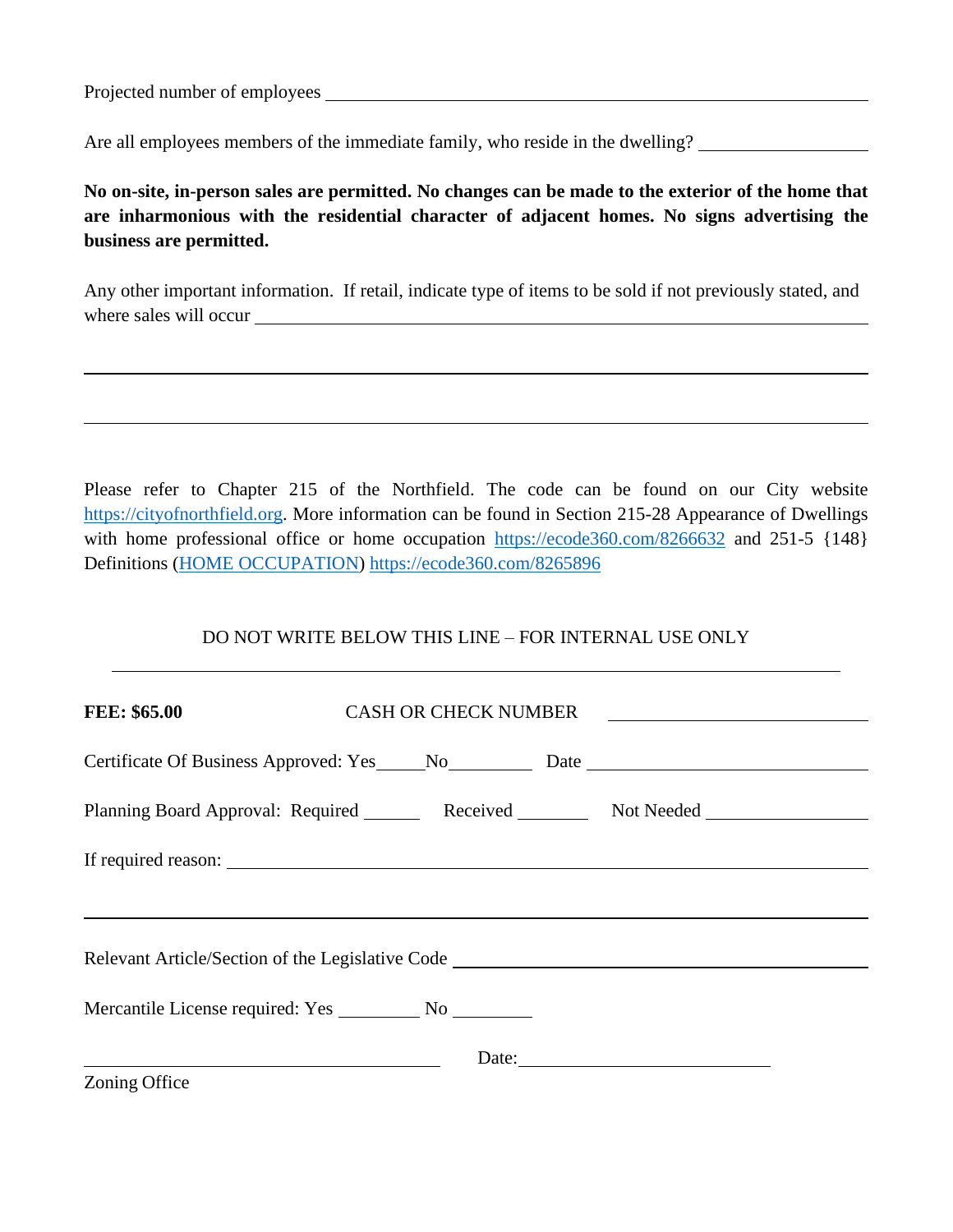Projected number of employees ______________________________________________

Are all employees members of the immediate family, who reside in the dwelling? ______________

**No on-site, in-person sales are permitted. No changes can be made to the exterior of the home that are inharmonious with the residential character of adjacent homes. No signs advertising the business are permitted.**

Any other important information. If retail, indicate type of items to be sold if not previously stated, and where sales will occur ______________________________________________

______________________________________________________________________________

______________________________________________________________________________

Please refer to Chapter 215 of the Northfield. The code can be found on our City website [https://cityofnorthfield.org](https://cityofnorthfield.org). More information can be found in Section 215-28 Appearance of Dwellings with home professional office or home occupation [https://ecode360.com/8266632](https://ecode360.com/8266632) and 251-5 {148} Definitions ([HOME OCCUPATION](https://ecode360.com/8265896)) [https://ecode360.com/8265896](https://ecode360.com/8265896)

DO NOT WRITE BELOW THIS LINE – FOR INTERNAL USE ONLY

______________________________________________________________________________

**FEE: $65.00** CASH OR CHECK NUMBER ____________________

Certificate Of Business Approved: Yes_____No_________ Date ______________________

Planning Board Approval: Required ______ Received ________ Not Needed ______________

If required reason: ______________________________________________________________

______________________________________________________________________________

Relevant Article/Section of the Legislative Code ______________________________________

Mercantile License required: Yes _________ No ________

______________________________ Date: ____________________

Zoning Office